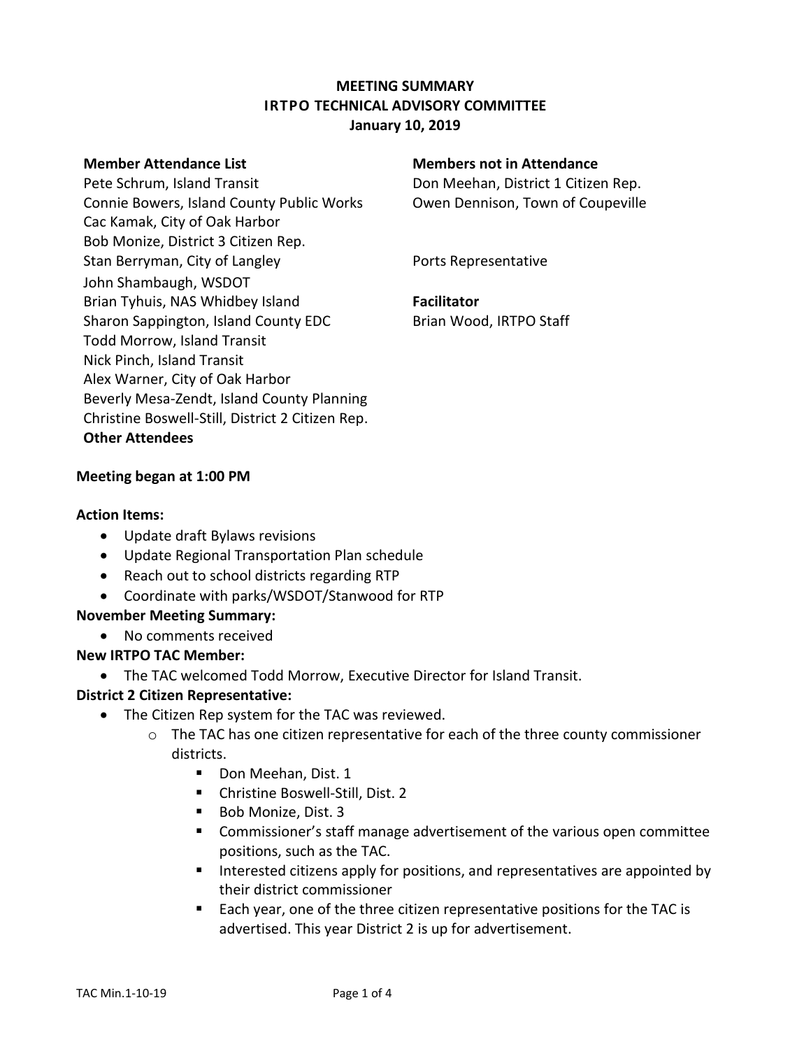# MEETING SUMMARY
## IRTPO TECHNICAL ADVISORY COMMITTEE
### January 10, 2019

**Member Attendance List**

Pete Schrum, Island Transit
Connie Bowers, Island County Public Works
Cac Kamak, City of Oak Harbor
Bob Monize, District 3 Citizen Rep.
Stan Berryman, City of Langley
John Shambaugh, WSDOT
Brian Tyhuis, NAS Whidbey Island
Sharon Sappington, Island County EDC
Todd Morrow, Island Transit
Nick Pinch, Island Transit
Alex Warner, City of Oak Harbor
Beverly Mesa-Zendt, Island County Planning
Christine Boswell-Still, District 2 Citizen Rep.

**Other Attendees**

**Members not in Attendance**

Don Meehan, District 1 Citizen Rep.
Owen Dennison, Town of Coupeville

Ports Representative

**Facilitator**

Brian Wood, IRTPO Staff

**Meeting began at 1:00 PM**

**Action Items:**

- Update draft Bylaws revisions
- Update Regional Transportation Plan schedule
- Reach out to school districts regarding RTP
- Coordinate with parks/WSDOT/Stanwood for RTP

**November Meeting Summary:**

- No comments received

**New IRTPO TAC Member:**

- The TAC welcomed Todd Morrow, Executive Director for Island Transit.

**District 2 Citizen Representative:**

- The Citizen Rep system for the TAC was reviewed.
  - The TAC has one citizen representative for each of the three county commissioner districts.
    - Don Meehan, Dist. 1
    - Christine Boswell-Still, Dist. 2
    - Bob Monize, Dist. 3
    - Commissioner's staff manage advertisement of the various open committee positions, such as the TAC.
    - Interested citizens apply for positions, and representatives are appointed by their district commissioner
    - Each year, one of the three citizen representative positions for the TAC is advertised. This year District 2 is up for advertisement.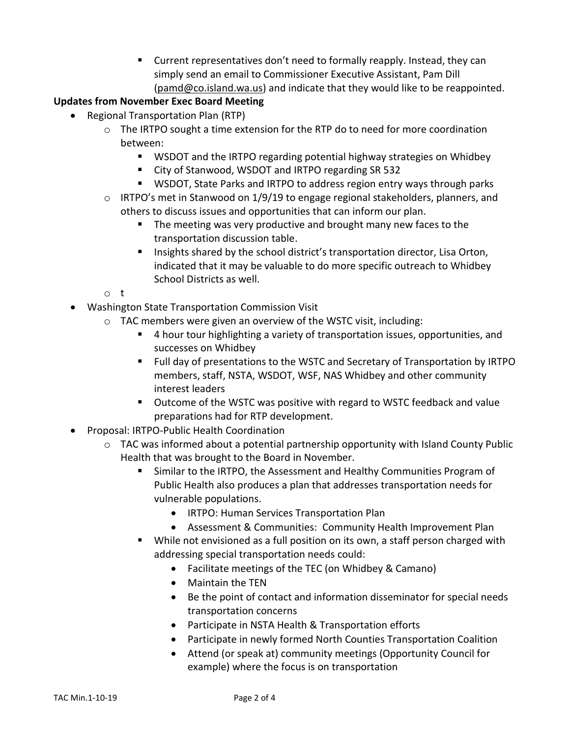- Current representatives don't need to formally reapply. Instead, they can simply send an email to Commissioner Executive Assistant, Pam Dill (pamd@co.island.wa.us) and indicate that they would like to be reappointed.

**Updates from November Exec Board Meeting**

- Regional Transportation Plan (RTP)
    - The IRTPO sought a time extension for the RTP do to need for more coordination between:
        - WSDOT and the IRTPO regarding potential highway strategies on Whidbey
        - City of Stanwood, WSDOT and IRTPO regarding SR 532
        - WSDOT, State Parks and IRTPO to address region entry ways through parks
    - IRTPO's met in Stanwood on 1/9/19 to engage regional stakeholders, planners, and others to discuss issues and opportunities that can inform our plan.
        - The meeting was very productive and brought many new faces to the transportation discussion table.
        - Insights shared by the school district's transportation director, Lisa Orton, indicated that it may be valuable to do more specific outreach to Whidbey School Districts as well.
    - t
- Washington State Transportation Commission Visit
    - TAC members were given an overview of the WSTC visit, including:
        - 4 hour tour highlighting a variety of transportation issues, opportunities, and successes on Whidbey
        - Full day of presentations to the WSTC and Secretary of Transportation by IRTPO members, staff, NSTA, WSDOT, WSF, NAS Whidbey and other community interest leaders
        - Outcome of the WSTC was positive with regard to WSTC feedback and value preparations had for RTP development.
- Proposal: IRTPO-Public Health Coordination
    - TAC was informed about a potential partnership opportunity with Island County Public Health that was brought to the Board in November.
        - Similar to the IRTPO, the Assessment and Healthy Communities Program of Public Health also produces a plan that addresses transportation needs for vulnerable populations.
            - IRTPO: Human Services Transportation Plan
            - Assessment & Communities: Community Health Improvement Plan
        - While not envisioned as a full position on its own, a staff person charged with addressing special transportation needs could:
            - Facilitate meetings of the TEC (on Whidbey & Camano)
            - Maintain the TEN
            - Be the point of contact and information disseminator for special needs transportation concerns
            - Participate in NSTA Health & Transportation efforts
            - Participate in newly formed North Counties Transportation Coalition
            - Attend (or speak at) community meetings (Opportunity Council for example) where the focus is on transportation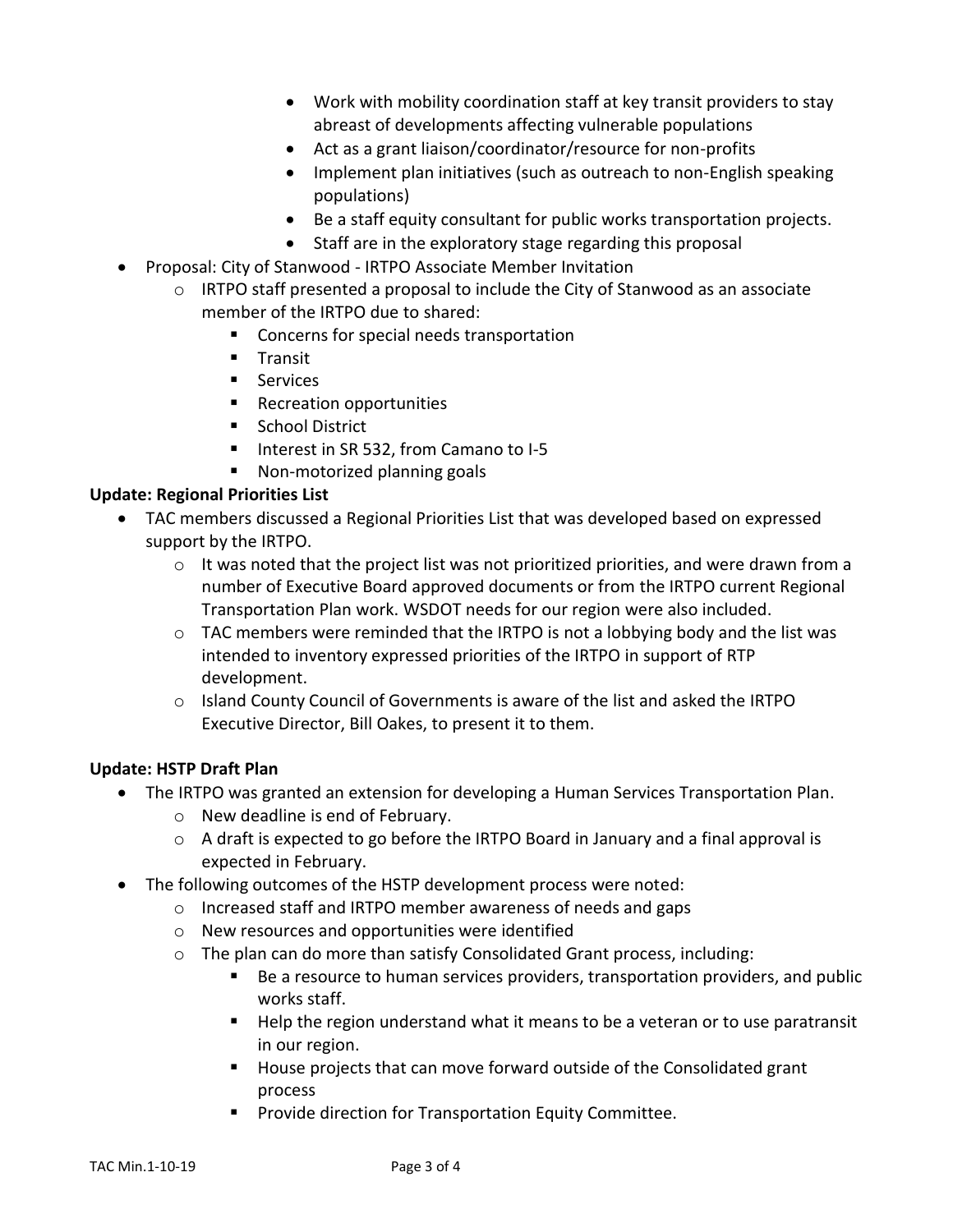- Work with mobility coordination staff at key transit providers to stay abreast of developments affecting vulnerable populations
        - Act as a grant liaison/coordinator/resource for non-profits
        - Implement plan initiatives (such as outreach to non-English speaking populations)
        - Be a staff equity consultant for public works transportation projects.
        - Staff are in the exploratory stage regarding this proposal
- Proposal: City of Stanwood - IRTPO Associate Member Invitation
    - IRTPO staff presented a proposal to include the City of Stanwood as an associate member of the IRTPO due to shared:
        - Concerns for special needs transportation
        - Transit
        - Services
        - Recreation opportunities
        - School District
        - Interest in SR 532, from Camano to I-5
        - Non-motorized planning goals

**Update: Regional Priorities List**

- TAC members discussed a Regional Priorities List that was developed based on expressed support by the IRTPO.
    - It was noted that the project list was not prioritized priorities, and were drawn from a number of Executive Board approved documents or from the IRTPO current Regional Transportation Plan work. WSDOT needs for our region were also included.
    - TAC members were reminded that the IRTPO is not a lobbying body and the list was intended to inventory expressed priorities of the IRTPO in support of RTP development.
    - Island County Council of Governments is aware of the list and asked the IRTPO Executive Director, Bill Oakes, to present it to them.

**Update: HSTP Draft Plan**

- The IRTPO was granted an extension for developing a Human Services Transportation Plan.
    - New deadline is end of February.
    - A draft is expected to go before the IRTPO Board in January and a final approval is expected in February.
- The following outcomes of the HSTP development process were noted:
    - Increased staff and IRTPO member awareness of needs and gaps
    - New resources and opportunities were identified
    - The plan can do more than satisfy Consolidated Grant process, including:
        - Be a resource to human services providers, transportation providers, and public works staff.
        - Help the region understand what it means to be a veteran or to use paratransit in our region.
        - House projects that can move forward outside of the Consolidated grant process
        - Provide direction for Transportation Equity Committee.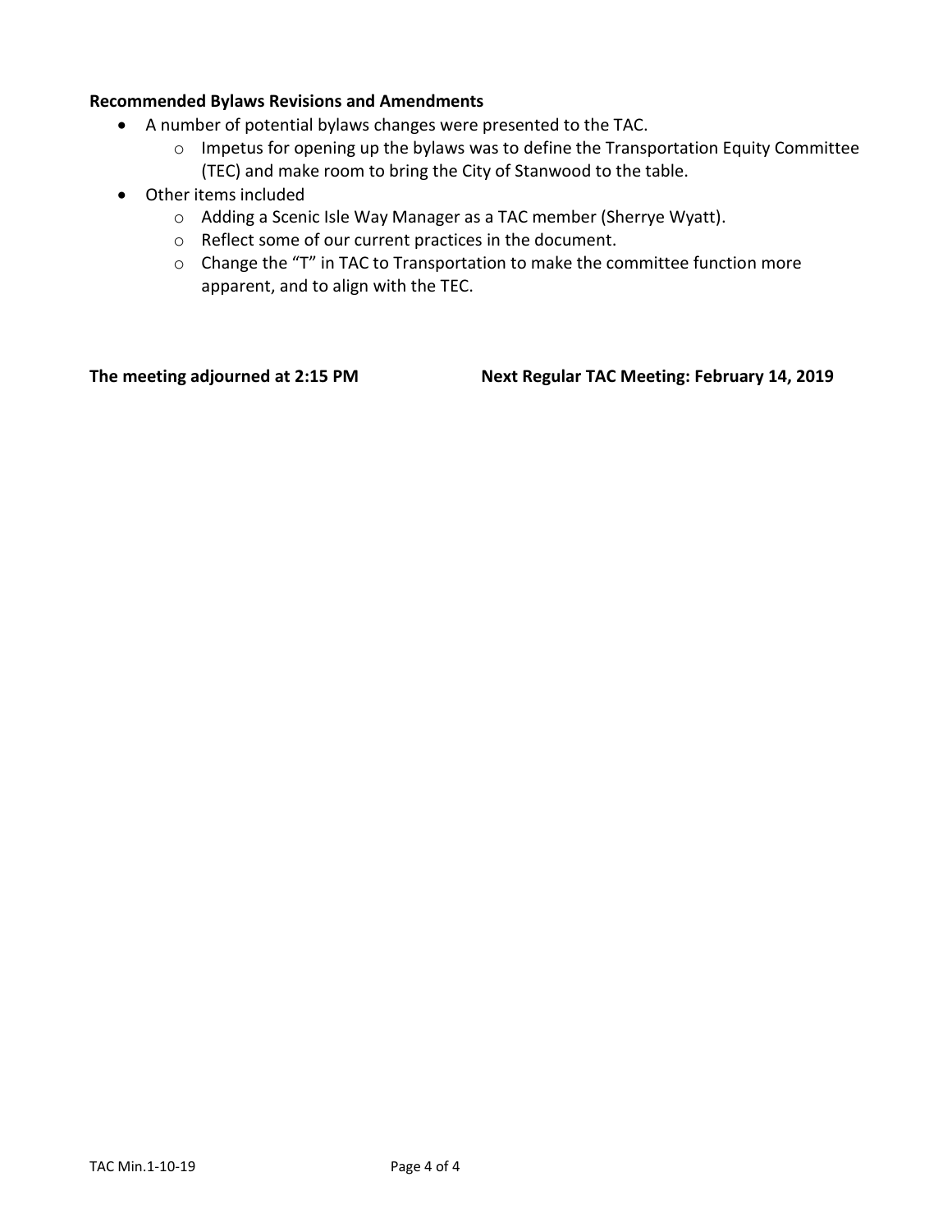**Recommended Bylaws Revisions and Amendments**

- A number of potential bylaws changes were presented to the TAC.
  - Impetus for opening up the bylaws was to define the Transportation Equity Committee (TEC) and make room to bring the City of Stanwood to the table.
- Other items included
  - Adding a Scenic Isle Way Manager as a TAC member (Sherrye Wyatt).
  - Reflect some of our current practices in the document.
  - Change the "T" in TAC to Transportation to make the committee function more apparent, and to align with the TEC.

**The meeting adjourned at 2:15 PM** **Next Regular TAC Meeting: February 14, 2019**